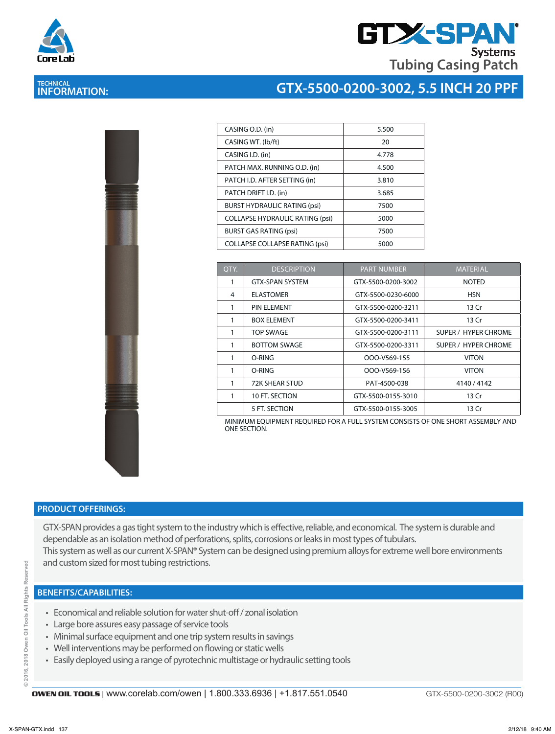# GTX-SPAN® Systems

## Tubing Casing Patch

**TECHNICAL INFORMATION:**

## GTX-5500-0200-3002, 5.5 INCH 20 PPF

| | |
|---|---|
| CASING O.D. (in) | 5.500 |
| CASING WT. (lb/ft) | 20 |
| CASING I.D. (in) | 4.778 |
| PATCH MAX. RUNNING O.D. (in) | 4.500 |
| PATCH I.D. AFTER SETTING (in) | 3.810 |
| PATCH DRIFT I.D. (in) | 3.685 |
| BURST HYDRAULIC RATING (psi) | 7500 |
| COLLAPSE HYDRAULIC RATING (psi) | 5000 |
| BURST GAS RATING (psi) | 7500 |
| COLLAPSE COLLAPSE RATING (psi) | 5000 |

| QTY. | DESCRIPTION | PART NUMBER | MATERIAL |
|---|---|---|---|
| 1 | GTX-SPAN SYSTEM | GTX-5500-0200-3002 | NOTED |
| 4 | ELASTOMER | GTX-5500-0230-6000 | HSN |
| 1 | PIN ELEMENT | GTX-5500-0200-3211 | 13 Cr |
| 1 | BOX ELEMENT | GTX-5500-0200-3411 | 13 Cr |
| 1 | TOP SWAGE | GTX-5500-0200-3111 | SUPER / HYPER CHROME |
| 1 | BOTTOM SWAGE | GTX-5500-0200-3311 | SUPER / HYPER CHROME |
| 1 | O-RING | OOO-V569-155 | VITON |
| 1 | O-RING | OOO-V569-156 | VITON |
| 1 | 72K SHEAR STUD | PAT-4500-038 | 4140 / 4142 |
| 1 | 10 FT. SECTION | GTX-5500-0155-3010 | 13 Cr |
| | 5 FT. SECTION | GTX-5500-0155-3005 | 13 Cr |

MINIMUM EQUIPMENT REQUIRED FOR A FULL SYSTEM CONSISTS OF ONE SHORT ASSEMBLY AND ONE SECTION.

## PRODUCT OFFERINGS:

GTX-SPAN provides a gas tight system to the industry which is effective, reliable, and economical. The system is durable and dependable as an isolation method of perforations, splits, corrosions or leaks in most types of tubulars.
This system as well as our current X-SPAN® System can be designed using premium alloys for extreme well bore environments and custom sized for most tubing restrictions.

## BENEFITS/CAPABILITIES:

- Economical and reliable solution for water shut-off / zonal isolation
- Large bore assures easy passage of service tools
- Minimal surface equipment and one trip system results in savings
- Well interventions may be performed on flowing or static wells
- Easily deployed using a range of pyrotechnic multistage or hydraulic setting tools

© 2016, 2018 Owen Oil Tools All Rights Reserved

**OWEN OIL TOOLS** | www.corelab.com/owen | 1.800.333.6936 | +1.817.551.0540 GTX-5500-0200-3002 (R00)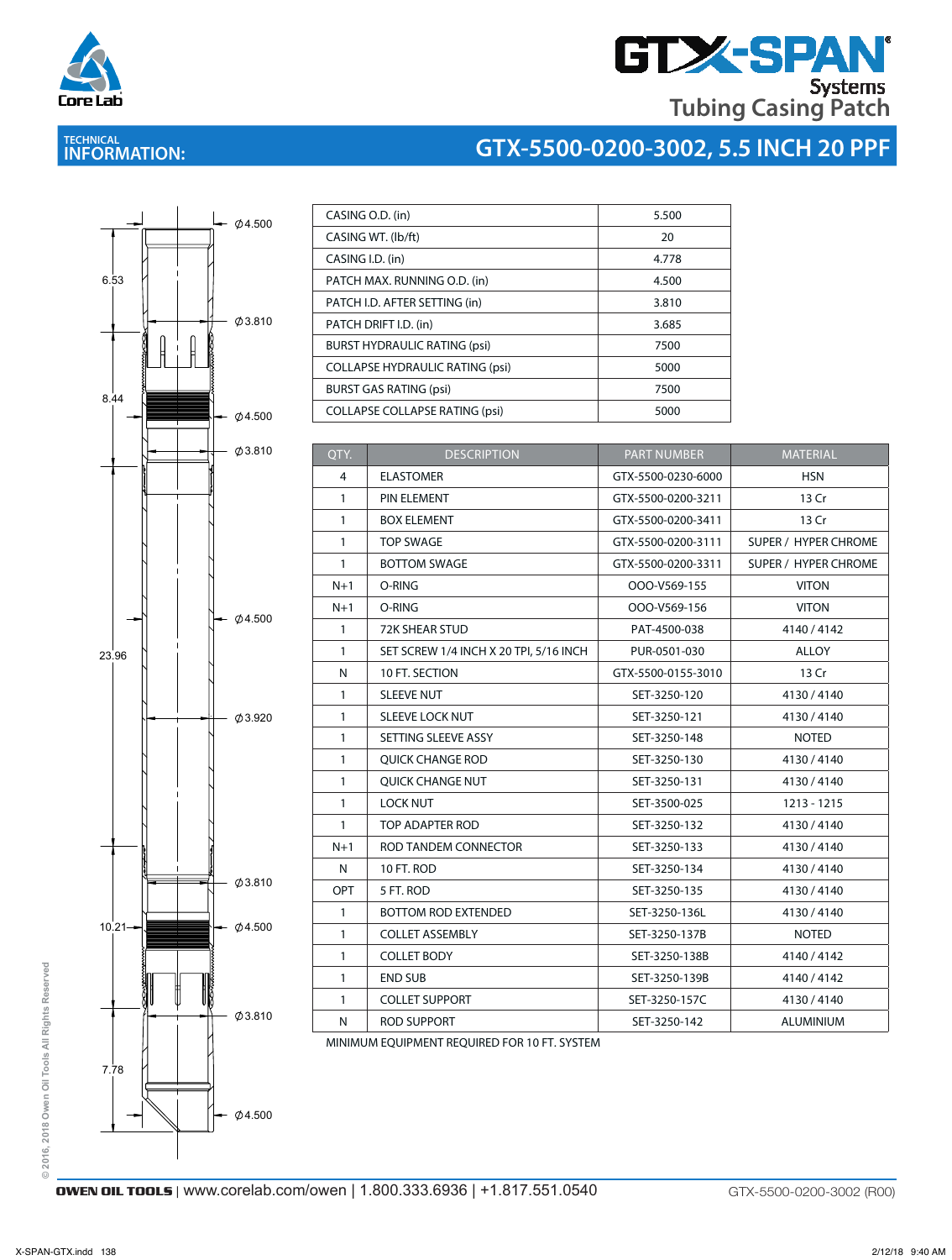# GTX-SPAN® Systems Tubing Casing Patch

## TECHNICAL INFORMATION: GTX-5500-0200-3002, 5.5 INCH 20 PPF

Diagram dimensions: Ø4.500, Ø3.810, Ø4.500, Ø3.810, Ø4.500, Ø3.920, Ø3.810, Ø4.500, Ø3.810, Ø4.500; lengths 6.53, 8.44, 23.96, 10.21, 7.78

| | |
|---|---|
| CASING O.D. (in) | 5.500 |
| CASING WT. (lb/ft) | 20 |
| CASING I.D. (in) | 4.778 |
| PATCH MAX. RUNNING O.D. (in) | 4.500 |
| PATCH I.D. AFTER SETTING (in) | 3.810 |
| PATCH DRIFT I.D. (in) | 3.685 |
| BURST HYDRAULIC RATING (psi) | 7500 |
| COLLAPSE HYDRAULIC RATING (psi) | 5000 |
| BURST GAS RATING (psi) | 7500 |
| COLLAPSE COLLAPSE RATING (psi) | 5000 |

| QTY. | DESCRIPTION | PART NUMBER | MATERIAL |
|---|---|---|---|
| 4 | ELASTOMER | GTX-5500-0230-6000 | HSN |
| 1 | PIN ELEMENT | GTX-5500-0200-3211 | 13 Cr |
| 1 | BOX ELEMENT | GTX-5500-0200-3411 | 13 Cr |
| 1 | TOP SWAGE | GTX-5500-0200-3111 | SUPER / HYPER CHROME |
| 1 | BOTTOM SWAGE | GTX-5500-0200-3311 | SUPER / HYPER CHROME |
| N+1 | O-RING | OOO-V569-155 | VITON |
| N+1 | O-RING | OOO-V569-156 | VITON |
| 1 | 72K SHEAR STUD | PAT-4500-038 | 4140 / 4142 |
| 1 | SET SCREW 1/4 INCH X 20 TPI, 5/16 INCH | PUR-0501-030 | ALLOY |
| N | 10 FT. SECTION | GTX-5500-0155-3010 | 13 Cr |
| 1 | SLEEVE NUT | SET-3250-120 | 4130 / 4140 |
| 1 | SLEEVE LOCK NUT | SET-3250-121 | 4130 / 4140 |
| 1 | SETTING SLEEVE ASSY | SET-3250-148 | NOTED |
| 1 | QUICK CHANGE ROD | SET-3250-130 | 4130 / 4140 |
| 1 | QUICK CHANGE NUT | SET-3250-131 | 4130 / 4140 |
| 1 | LOCK NUT | SET-3500-025 | 1213 - 1215 |
| 1 | TOP ADAPTER ROD | SET-3250-132 | 4130 / 4140 |
| N+1 | ROD TANDEM CONNECTOR | SET-3250-133 | 4130 / 4140 |
| N | 10 FT. ROD | SET-3250-134 | 4130 / 4140 |
| OPT | 5 FT. ROD | SET-3250-135 | 4130 / 4140 |
| 1 | BOTTOM ROD EXTENDED | SET-3250-136L | 4130 / 4140 |
| 1 | COLLET ASSEMBLY | SET-3250-137B | NOTED |
| 1 | COLLET BODY | SET-3250-138B | 4140 / 4142 |
| 1 | END SUB | SET-3250-139B | 4140 / 4142 |
| 1 | COLLET SUPPORT | SET-3250-157C | 4130 / 4140 |
| N | ROD SUPPORT | SET-3250-142 | ALUMINIUM |

MINIMUM EQUIPMENT REQUIRED FOR 10 FT. SYSTEM

© 2016, 2018 Owen Oil Tools All Rights Reserved

**OWEN OIL TOOLS** | www.corelab.com/owen | 1.800.333.6936 | +1.817.551.0540 GTX-5500-0200-3002 (R00)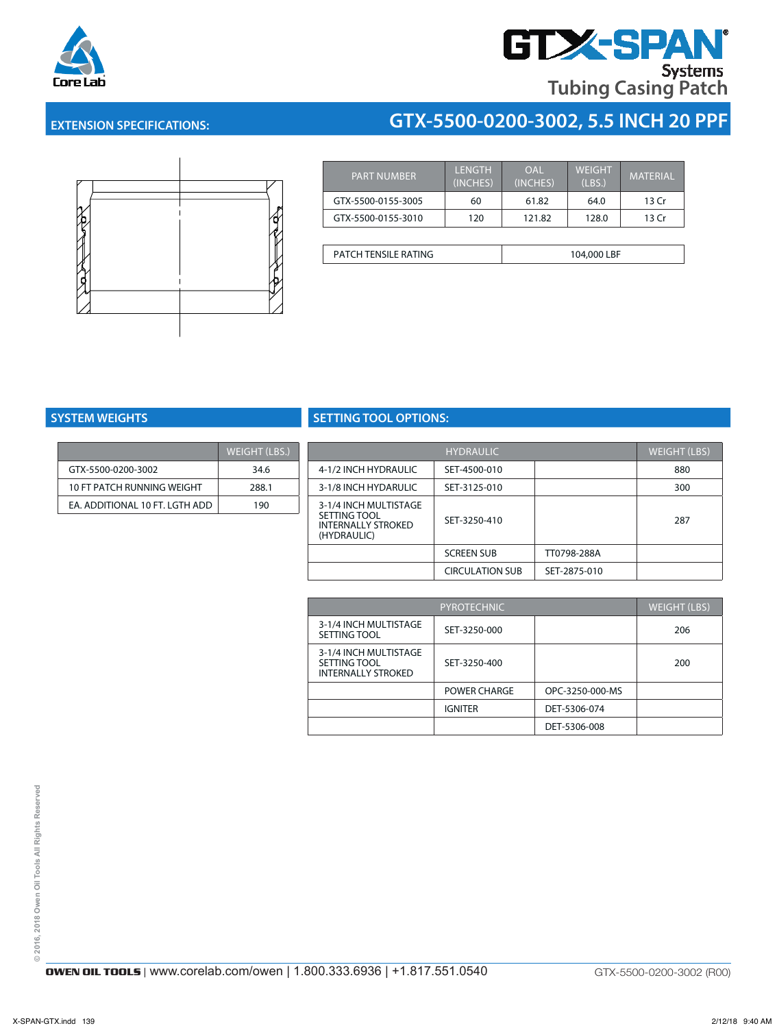# GTX-SPAN® Systems Tubing Casing Patch

## EXTENSION SPECIFICATIONS:

## GTX-5500-0200-3002, 5.5 INCH 20 PPF

| PART NUMBER | LENGTH (INCHES) | OAL (INCHES) | WEIGHT (LBS.) | MATERIAL |
|---|---|---|---|---|
| GTX-5500-0155-3005 | 60 | 61.82 | 64.0 | 13 Cr |
| GTX-5500-0155-3010 | 120 | 121.82 | 128.0 | 13 Cr |

| | |
|---|---|
| PATCH TENSILE RATING | 104,000 LBF |

## SYSTEM WEIGHTS

| | WEIGHT (LBS.) |
|---|---|
| GTX-5500-0200-3002 | 34.6 |
| 10 FT PATCH RUNNING WEIGHT | 288.1 |
| EA. ADDITIONAL 10 FT. LGTH ADD | 190 |

## SETTING TOOL OPTIONS:

| HYDRAULIC | | | WEIGHT (LBS) |
|---|---|---|---|
| 4-1/2 INCH HYDRAULIC | SET-4500-010 | | 880 |
| 3-1/8 INCH HYDARULIC | SET-3125-010 | | 300 |
| 3-1/4 INCH MULTISTAGE SETTING TOOL INTERNALLY STROKED (HYDRAULIC) | SET-3250-410 | | 287 |
| | SCREEN SUB | TT0798-288A | |
| | CIRCULATION SUB | SET-2875-010 | |

| PYROTECHNIC | | | WEIGHT (LBS) |
|---|---|---|---|
| 3-1/4 INCH MULTISTAGE SETTING TOOL | SET-3250-000 | | 206 |
| 3-1/4 INCH MULTISTAGE SETTING TOOL INTERNALLY STROKED | SET-3250-400 | | 200 |
| | POWER CHARGE | OPC-3250-000-MS | |
| | IGNITER | DET-5306-074 | |
| | | DET-5306-008 | |

© 2016, 2018 Owen Oil Tools All Rights Reserved

OWEN OIL TOOLS | www.corelab.com/owen | 1.800.333.6936 | +1.817.551.0540

GTX-5500-0200-3002 (R00)